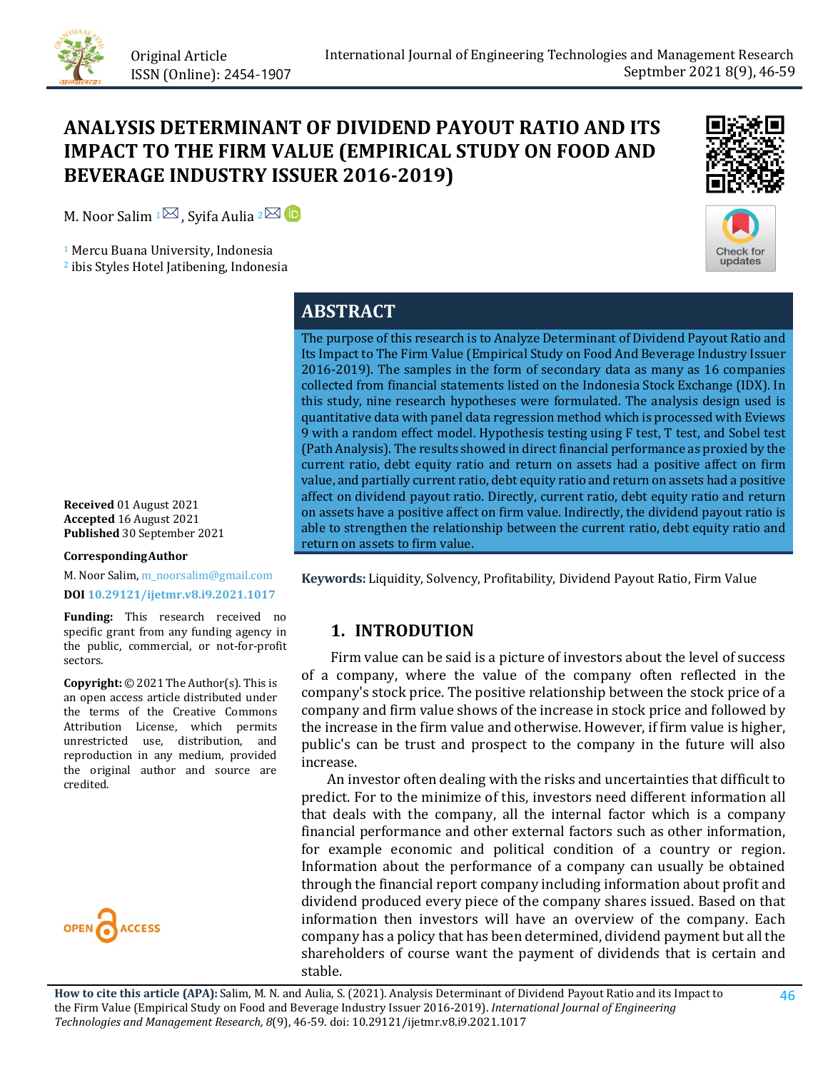Original Article
ISSN (Online): 2454-1907

# ANALYSIS DETERMINANT OF DIVIDEND PAYOUT RATIO AND ITS IMPACT TO THE FIRM VALUE (EMPIRICAL STUDY ON FOOD AND BEVERAGE INDUSTRY ISSUER 2016-2019)

M. Noor Salim [1], Syifa Aulia [2]

[1] Mercu Buana University, Indonesia
[2] ibis Styles Hotel Jatibening, Indonesia

**Received** 01 August 2021
**Accepted** 16 August 2021
**Published** 30 September 2021

**Corresponding Author**

M. Noor Salim, m_noorsalim@gmail.com

**DOI** 10.29121/ijetmr.v8.i9.2021.1017

**Funding:** This research received no specific grant from any funding agency in the public, commercial, or not-for-profit sectors.

**Copyright:** © 2021 The Author(s). This is an open access article distributed under the terms of the Creative Commons Attribution License, which permits unrestricted use, distribution, and reproduction in any medium, provided the original author and source are credited.

## ABSTRACT

The purpose of this research is to Analyze Determinant of Dividend Payout Ratio and Its Impact to The Firm Value (Empirical Study on Food And Beverage Industry Issuer 2016-2019). The samples in the form of secondary data as many as 16 companies collected from financial statements listed on the Indonesia Stock Exchange (IDX). In this study, nine research hypotheses were formulated. The analysis design used is quantitative data with panel data regression method which is processed with Eviews 9 with a random effect model. Hypothesis testing using F test, T test, and Sobel test (Path Analysis). The results showed in direct financial performance as proxied by the current ratio, debt equity ratio and return on assets had a positive affect on firm value, and partially current ratio, debt equity ratio and return on assets had a positive affect on dividend payout ratio. Directly, current ratio, debt equity ratio and return on assets have a positive affect on firm value. Indirectly, the dividend payout ratio is able to strengthen the relationship between the current ratio, debt equity ratio and return on assets to firm value.

**Keywords:** Liquidity, Solvency, Profitability, Dividend Payout Ratio, Firm Value

## 1. INTRODUTION

Firm value can be said is a picture of investors about the level of success of a company, where the value of the company often reflected in the company's stock price. The positive relationship between the stock price of a company and firm value shows of the increase in stock price and followed by the increase in the firm value and otherwise. However, if firm value is higher, public's can be trust and prospect to the company in the future will also increase.

An investor often dealing with the risks and uncertainties that difficult to predict. For to the minimize of this, investors need different information all that deals with the company, all the internal factor which is a company financial performance and other external factors such as other information, for example economic and political condition of a country or region. Information about the performance of a company can usually be obtained through the financial report company including information about profit and dividend produced every piece of the company shares issued. Based on that information then investors will have an overview of the company. Each company has a policy that has been determined, dividend payment but all the shareholders of course want the payment of dividends that is certain and stable.

**How to cite this article (APA):** Salim, M. N. and Aulia, S. (2021). Analysis Determinant of Dividend Payout Ratio and its Impact to the Firm Value (Empirical Study on Food and Beverage Industry Issuer 2016-2019). *International Journal of Engineering Technologies and Management Research, 8*(9), 46-59. doi: 10.29121/ijetmr.v8.i9.2021.1017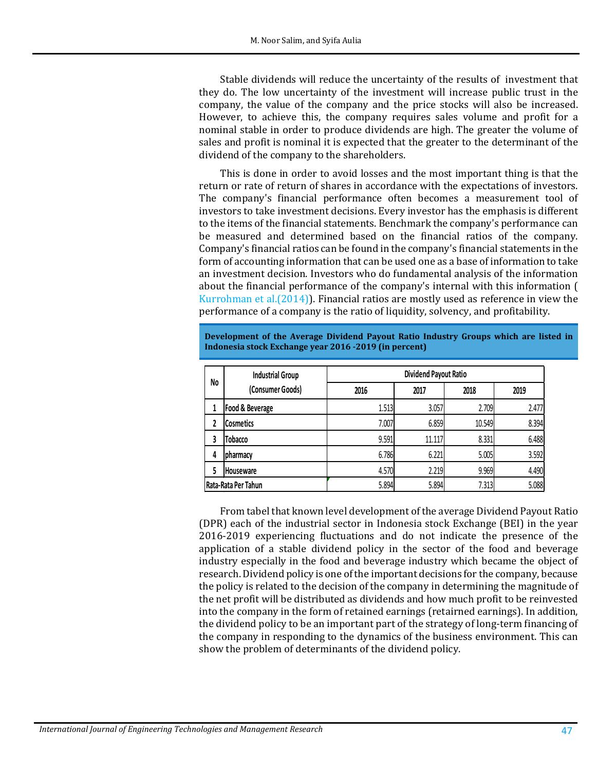Stable dividends will reduce the uncertainty of the results of investment that they do. The low uncertainty of the investment will increase public trust in the company, the value of the company and the price stocks will also be increased. However, to achieve this, the company requires sales volume and profit for a nominal stable in order to produce dividends are high. The greater the volume of sales and profit is nominal it is expected that the greater to the determinant of the dividend of the company to the shareholders.

This is done in order to avoid losses and the most important thing is that the return or rate of return of shares in accordance with the expectations of investors. The company's financial performance often becomes a measurement tool of investors to take investment decisions. Every investor has the emphasis is different to the items of the financial statements. Benchmark the company's performance can be measured and determined based on the financial ratios of the company. Company's financial ratios can be found in the company's financial statements in the form of accounting information that can be used one as a base of information to take an investment decision. Investors who do fundamental analysis of the information about the financial performance of the company's internal with this information ( Kurrohman et al.(2014)). Financial ratios are mostly used as reference in view the performance of a company is the ratio of liquidity, solvency, and profitability.

**Development of the Average Dividend Payout Ratio Industry Groups which are listed in Indonesia stock Exchange year 2016 -2019 (in percent)**

| No | Industrial Group (Consumer Goods) | Dividend Payout Ratio | | | |
|---|---|---|---|---|---|
| | | 2016 | 2017 | 2018 | 2019 |
| 1 | Food & Beverage | 1.513 | 3.057 | 2.709 | 2.477 |
| 2 | Cosmetics | 7.007 | 6.859 | 10.549 | 8.394 |
| 3 | Tobacco | 9.591 | 11.117 | 8.331 | 6.488 |
| 4 | pharmacy | 6.786 | 6.221 | 5.005 | 3.592 |
| 5 | Houseware | 4.570 | 2.219 | 9.969 | 4.490 |
| Rata-Rata Per Tahun | | 5.894 | 5.894 | 7.313 | 5.088 |

From tabel that known level development of the average Dividend Payout Ratio (DPR) each of the industrial sector in Indonesia stock Exchange (BEI) in the year 2016-2019 experiencing fluctuations and do not indicate the presence of the application of a stable dividend policy in the sector of the food and beverage industry especially in the food and beverage industry which became the object of research. Dividend policy is one of the important decisions for the company, because the policy is related to the decision of the company in determining the magnitude of the net profit will be distributed as dividends and how much profit to be reinvested into the company in the form of retained earnings (retairned earnings). In addition, the dividend policy to be an important part of the strategy of long-term financing of the company in responding to the dynamics of the business environment. This can show the problem of determinants of the dividend policy.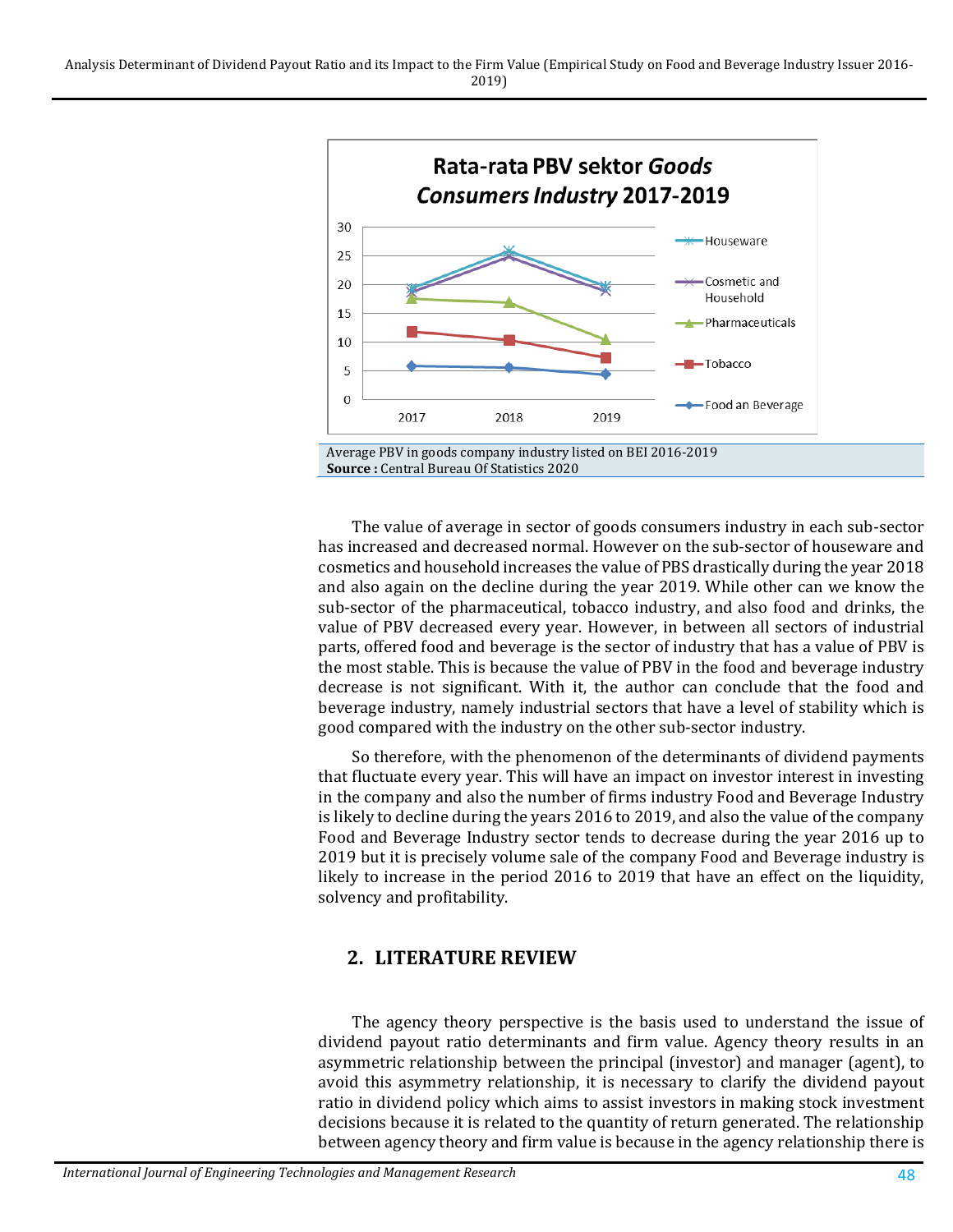Average PBV in goods company industry listed on BEI 2016-2019
**Source :** Central Bureau Of Statistics 2020

The value of average in sector of goods consumers industry in each sub-sector has increased and decreased normal. However on the sub-sector of houseware and cosmetics and household increases the value of PBS drastically during the year 2018 and also again on the decline during the year 2019. While other can we know the sub-sector of the pharmaceutical, tobacco industry, and also food and drinks, the value of PBV decreased every year. However, in between all sectors of industrial parts, offered food and beverage is the sector of industry that has a value of PBV is the most stable. This is because the value of PBV in the food and beverage industry decrease is not significant. With it, the author can conclude that the food and beverage industry, namely industrial sectors that have a level of stability which is good compared with the industry on the other sub-sector industry.

So therefore, with the phenomenon of the determinants of dividend payments that fluctuate every year. This will have an impact on investor interest in investing in the company and also the number of firms industry Food and Beverage Industry is likely to decline during the years 2016 to 2019, and also the value of the company Food and Beverage Industry sector tends to decrease during the year 2016 up to 2019 but it is precisely volume sale of the company Food and Beverage industry is likely to increase in the period 2016 to 2019 that have an effect on the liquidity, solvency and profitability.

## 2. LITERATURE REVIEW

The agency theory perspective is the basis used to understand the issue of dividend payout ratio determinants and firm value. Agency theory results in an asymmetric relationship between the principal (investor) and manager (agent), to avoid this asymmetry relationship, it is necessary to clarify the dividend payout ratio in dividend policy which aims to assist investors in making stock investment decisions because it is related to the quantity of return generated. The relationship between agency theory and firm value is because in the agency relationship there is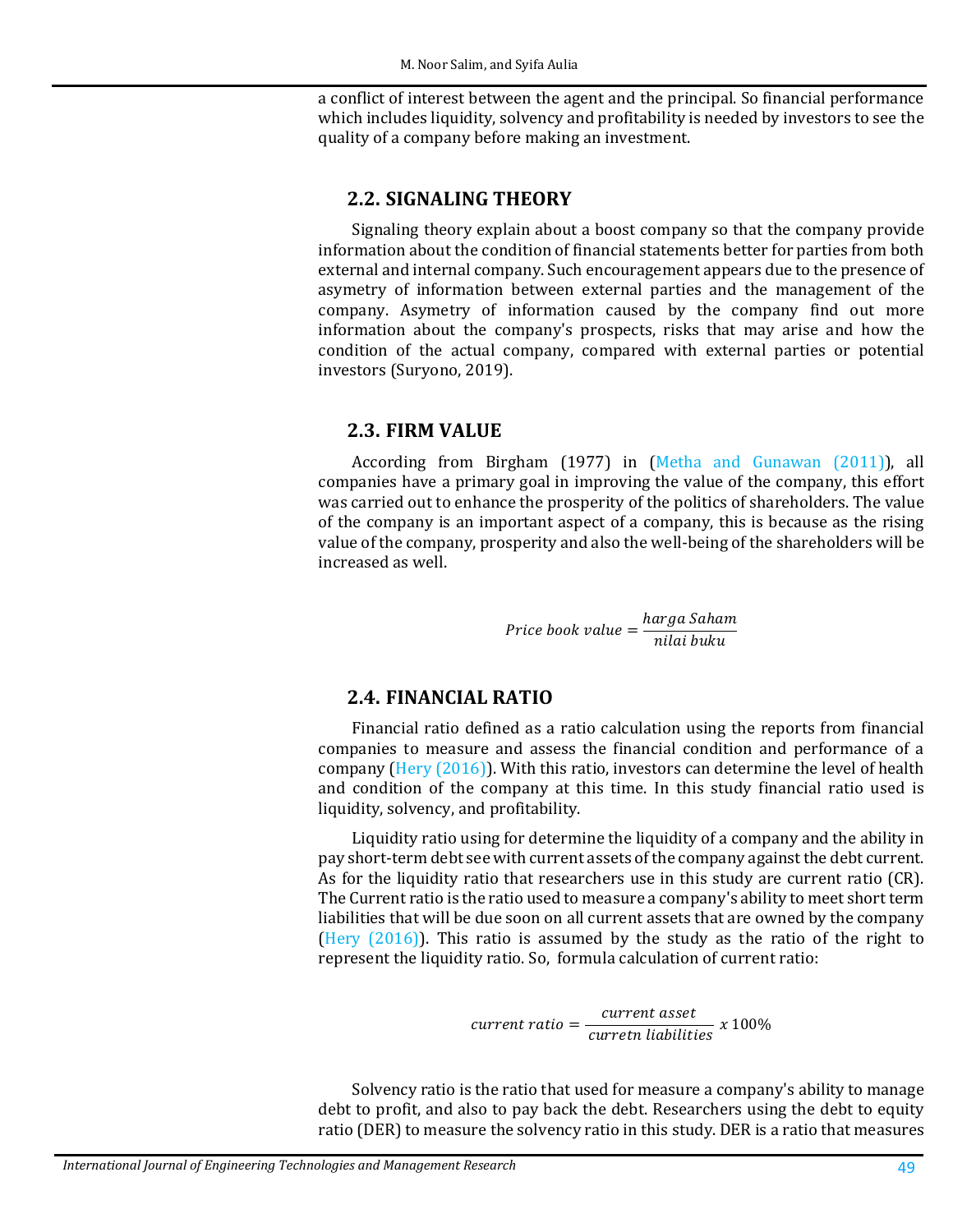a conflict of interest between the agent and the principal. So financial performance which includes liquidity, solvency and profitability is needed by investors to see the quality of a company before making an investment.

## 2.2. SIGNALING THEORY

Signaling theory explain about a boost company so that the company provide information about the condition of financial statements better for parties from both external and internal company. Such encouragement appears due to the presence of asymetry of information between external parties and the management of the company. Asymetry of information caused by the company find out more information about the company's prospects, risks that may arise and how the condition of the actual company, compared with external parties or potential investors (Suryono, 2019).

## 2.3. FIRM VALUE

According from Birgham (1977) in (Metha and Gunawan (2011)), all companies have a primary goal in improving the value of the company, this effort was carried out to enhance the prosperity of the politics of shareholders. The value of the company is an important aspect of a company, this is because as the rising value of the company, prosperity and also the well-being of the shareholders will be increased as well.

$$Price\ book\ value = \frac{harga\ Saham}{nilai\ buku}$$

## 2.4. FINANCIAL RATIO

Financial ratio defined as a ratio calculation using the reports from financial companies to measure and assess the financial condition and performance of a company (Hery (2016)). With this ratio, investors can determine the level of health and condition of the company at this time. In this study financial ratio used is liquidity, solvency, and profitability.

Liquidity ratio using for determine the liquidity of a company and the ability in pay short-term debt see with current assets of the company against the debt current. As for the liquidity ratio that researchers use in this study are current ratio (CR). The Current ratio is the ratio used to measure a company's ability to meet short term liabilities that will be due soon on all current assets that are owned by the company (Hery (2016)). This ratio is assumed by the study as the ratio of the right to represent the liquidity ratio. So, formula calculation of current ratio:

$$current\ ratio = \frac{current\ asset}{curretn\ liabilities}\ x\ 100\%$$

Solvency ratio is the ratio that used for measure a company's ability to manage debt to profit, and also to pay back the debt. Researchers using the debt to equity ratio (DER) to measure the solvency ratio in this study. DER is a ratio that measures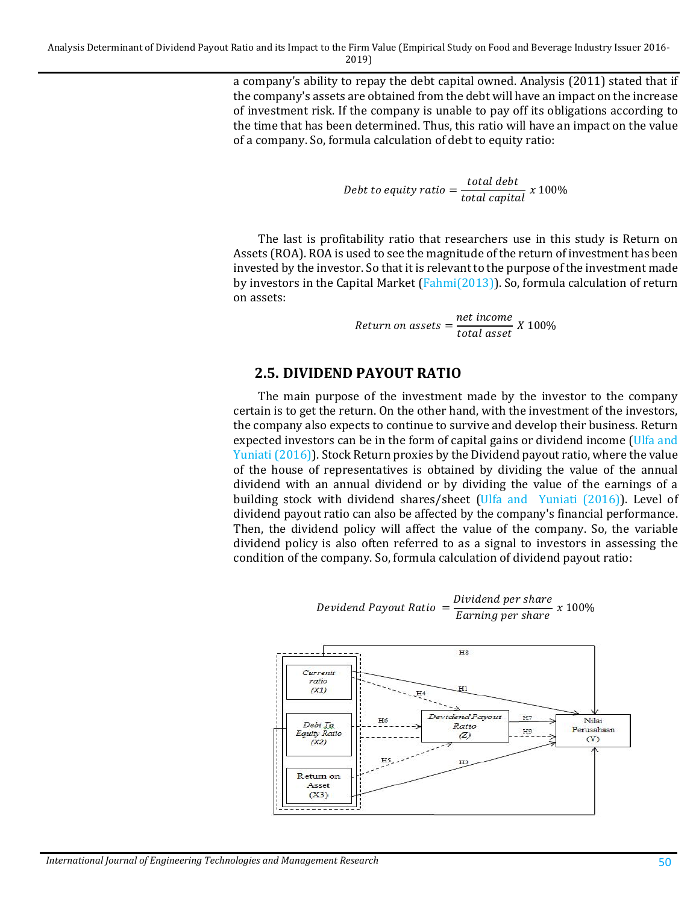a company's ability to repay the debt capital owned. Analysis (2011) stated that if the company's assets are obtained from the debt will have an impact on the increase of investment risk. If the company is unable to pay off its obligations according to the time that has been determined. Thus, this ratio will have an impact on the value of a company. So, formula calculation of debt to equity ratio:

$$Debt\ to\ equity\ ratio = \frac{total\ debt}{total\ capital}\ x\ 100\%$$

The last is profitability ratio that researchers use in this study is Return on Assets (ROA). ROA is used to see the magnitude of the return of investment has been invested by the investor. So that it is relevant to the purpose of the investment made by investors in the Capital Market (Fahmi(2013)). So, formula calculation of return on assets:

$$Return\ on\ assets = \frac{net\ income}{total\ asset}\ X\ 100\%$$

## 2.5. DIVIDEND PAYOUT RATIO

The main purpose of the investment made by the investor to the company certain is to get the return. On the other hand, with the investment of the investors, the company also expects to continue to survive and develop their business. Return expected investors can be in the form of capital gains or dividend income (Ulfa and Yuniati (2016)). Stock Return proxies by the Dividend payout ratio, where the value of the house of representatives is obtained by dividing the value of the annual dividend with an annual dividend or by dividing the value of the earnings of a building stock with dividend shares/sheet (Ulfa and Yuniati (2016)). Level of dividend payout ratio can also be affected by the company's financial performance. Then, the dividend policy will affect the value of the company. So, the variable dividend policy is also often referred to as a signal to investors in assessing the condition of the company. So, formula calculation of dividend payout ratio:

$$Devidend\ Payout\ Ratio = \frac{Dividend\ per\ share}{Earning\ per\ share}\ x\ 100\%$$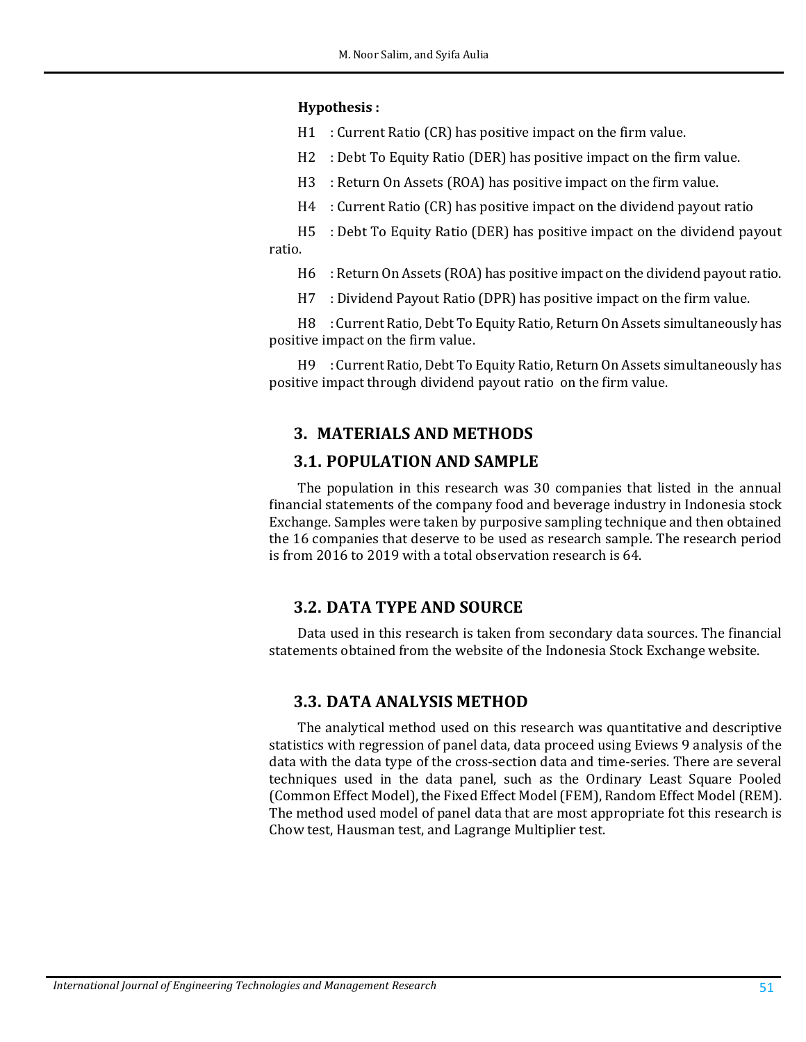**Hypothesis :**

H1 : Current Ratio (CR) has positive impact on the firm value.

H2 : Debt To Equity Ratio (DER) has positive impact on the firm value.

H3 : Return On Assets (ROA) has positive impact on the firm value.

H4 : Current Ratio (CR) has positive impact on the dividend payout ratio

H5 : Debt To Equity Ratio (DER) has positive impact on the dividend payout ratio.

H6 : Return On Assets (ROA) has positive impact on the dividend payout ratio.

H7 : Dividend Payout Ratio (DPR) has positive impact on the firm value.

H8 : Current Ratio, Debt To Equity Ratio, Return On Assets simultaneously has positive impact on the firm value.

H9 : Current Ratio, Debt To Equity Ratio, Return On Assets simultaneously has positive impact through dividend payout ratio on the firm value.

## 3. MATERIALS AND METHODS

### 3.1. POPULATION AND SAMPLE

The population in this research was 30 companies that listed in the annual financial statements of the company food and beverage industry in Indonesia stock Exchange. Samples were taken by purposive sampling technique and then obtained the 16 companies that deserve to be used as research sample. The research period is from 2016 to 2019 with a total observation research is 64.

### 3.2. DATA TYPE AND SOURCE

Data used in this research is taken from secondary data sources. The financial statements obtained from the website of the Indonesia Stock Exchange website.

### 3.3. DATA ANALYSIS METHOD

The analytical method used on this research was quantitative and descriptive statistics with regression of panel data, data proceed using Eviews 9 analysis of the data with the data type of the cross-section data and time-series. There are several techniques used in the data panel, such as the Ordinary Least Square Pooled (Common Effect Model), the Fixed Effect Model (FEM), Random Effect Model (REM). The method used model of panel data that are most appropriate fot this research is Chow test, Hausman test, and Lagrange Multiplier test.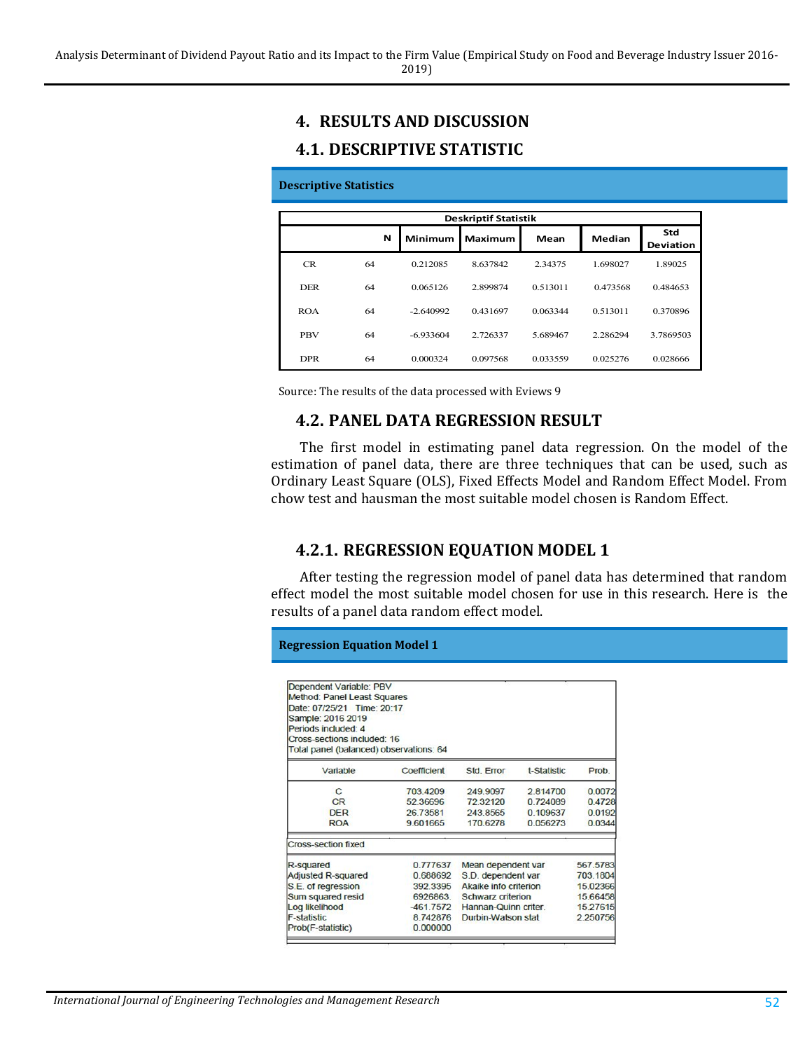## 4. RESULTS AND DISCUSSION

### 4.1. DESCRIPTIVE STATISTIC

**Descriptive Statistics**

| Deskriptif Statistik | | | | | | |
|---|---|---|---|---|---|---|
| | N | Minimum | Maximum | Mean | Median | Std Deviation |
| CR | 64 | 0.212085 | 8.637842 | 2.34375 | 1.698027 | 1.89025 |
| DER | 64 | 0.065126 | 2.899874 | 0.513011 | 0.473568 | 0.484653 |
| ROA | 64 | -2.640992 | 0.431697 | 0.063344 | 0.513011 | 0.370896 |
| PBV | 64 | -6.933604 | 2.726337 | 5.689467 | 2.286294 | 3.7869503 |
| DPR | 64 | 0.000324 | 0.097568 | 0.033559 | 0.025276 | 0.028666 |

Source: The results of the data processed with Eviews 9

### 4.2. PANEL DATA REGRESSION RESULT

The first model in estimating panel data regression. On the model of the estimation of panel data, there are three techniques that can be used, such as Ordinary Least Square (OLS), Fixed Effects Model and Random Effect Model. From chow test and hausman the most suitable model chosen is Random Effect.

#### 4.2.1. REGRESSION EQUATION MODEL 1

After testing the regression model of panel data has determined that random effect model the most suitable model chosen for use in this research. Here is the results of a panel data random effect model.

**Regression Equation Model 1**

Dependent Variable: PBV
Method: Panel Least Squares
Date: 07/25/21 Time: 20:17
Sample: 2016 2019
Periods included: 4
Cross-sections included: 16
Total panel (balanced) observations: 64

| Variable | Coefficient | Std. Error | t-Statistic | Prob. |
|---|---|---|---|---|
| C | 703.4209 | 249.9097 | 2.814700 | 0.0072 |
| CR | 52.36696 | 72.32120 | 0.724089 | 0.4728 |
| DER | 26.73581 | 243.8565 | 0.109637 | 0.0192 |
| ROA | 9.601665 | 170.6278 | 0.056273 | 0.0344 |

Cross-section fixed

| | | | |
|---|---|---|---|
| R-squared | 0.777637 | Mean dependent var | 567.5783 |
| Adjusted R-squared | 0.688692 | S.D. dependent var | 703.1804 |
| S.E. of regression | 392.3395 | Akaike info criterion | 15.02366 |
| Sum squared resid | 6926863. | Schwarz criterion | 15.66458 |
| Log likelihood | -461.7572 | Hannan-Quinn criter. | 15.27615 |
| F-statistic | 8.742876 | Durbin-Watson stat | 2.250756 |
| Prob(F-statistic) | 0.000000 | | |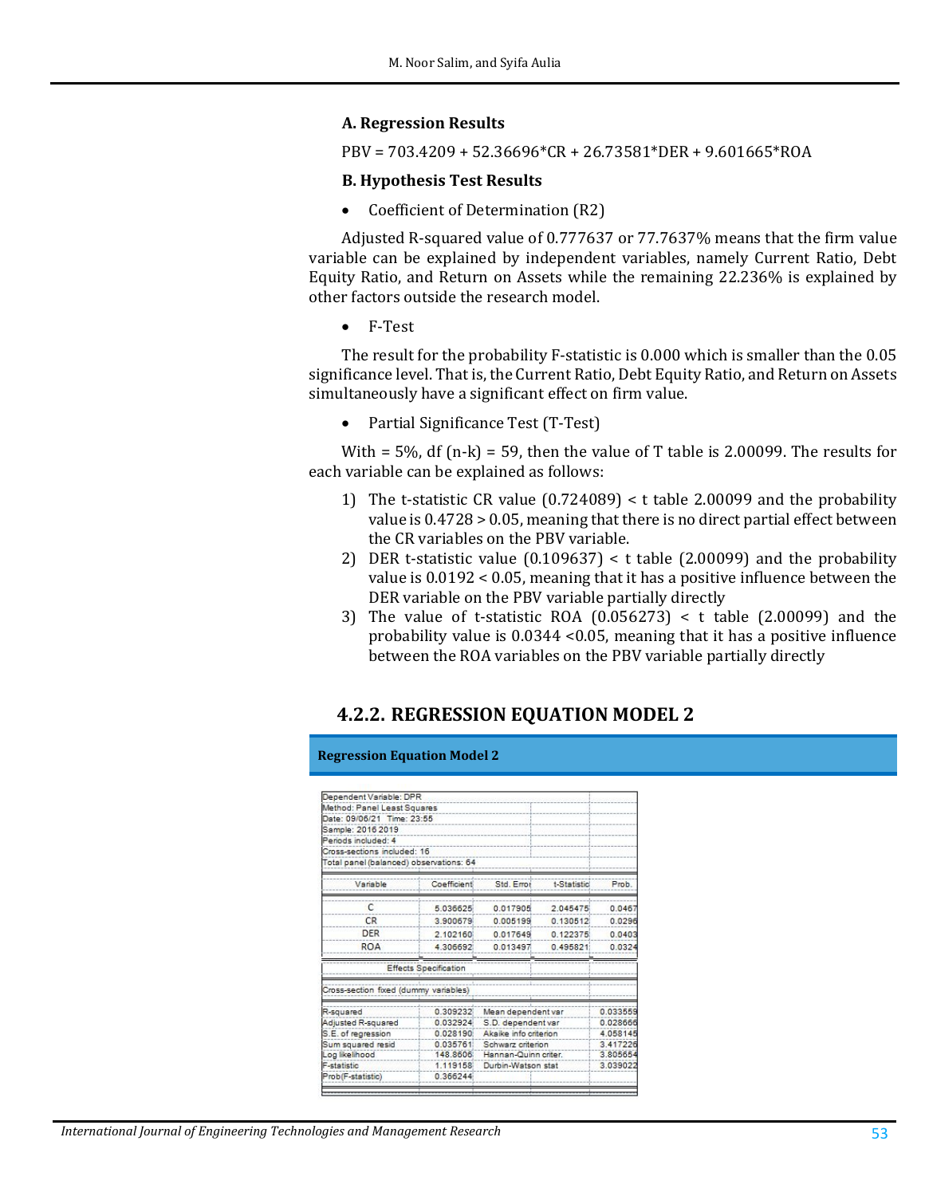**A. Regression Results**

PBV = 703.4209 + 52.36696*CR + 26.73581*DER + 9.601665*ROA

**B. Hypothesis Test Results**

- Coefficient of Determination (R2)

Adjusted R-squared value of 0.777637 or 77.7637% means that the firm value variable can be explained by independent variables, namely Current Ratio, Debt Equity Ratio, and Return on Assets while the remaining 22.236% is explained by other factors outside the research model.

- F-Test

The result for the probability F-statistic is 0.000 which is smaller than the 0.05 significance level. That is, the Current Ratio, Debt Equity Ratio, and Return on Assets simultaneously have a significant effect on firm value.

- Partial Significance Test (T-Test)

With = 5%, df (n-k) = 59, then the value of T table is 2.00099. The results for each variable can be explained as follows:

1) The t-statistic CR value (0.724089) < t table 2.00099 and the probability value is 0.4728 > 0.05, meaning that there is no direct partial effect between the CR variables on the PBV variable.
2) DER t-statistic value (0.109637) < t table (2.00099) and the probability value is 0.0192 < 0.05, meaning that it has a positive influence between the DER variable on the PBV variable partially directly
3) The value of t-statistic ROA (0.056273) < t table (2.00099) and the probability value is 0.0344 <0.05, meaning that it has a positive influence between the ROA variables on the PBV variable partially directly

### 4.2.2. REGRESSION EQUATION MODEL 2

**Regression Equation Model 2**

Dependent Variable: DPR
Method: Panel Least Squares
Date: 09/06/21 Time: 23:55
Sample: 2016 2019
Periods included: 4
Cross-sections included: 16
Total panel (balanced) observations: 64

| Variable | Coefficient | Std. Error | t-Statistic | Prob. |
|---|---|---|---|---|
| C | 5.036625 | 0.017905 | 2.045475 | 0.0467 |
| CR | 3.900679 | 0.005199 | 0.130512 | 0.0296 |
| DER | 2.102160 | 0.017649 | 0.122375 | 0.0403 |
| ROA | 4.306692 | 0.013497 | 0.495821 | 0.0324 |

Effects Specification

Cross-section fixed (dummy variables)

| | | | |
|---|---|---|---|
| R-squared | 0.309232 | Mean dependent var | 0.033559 |
| Adjusted R-squared | 0.032924 | S.D. dependent var | 0.028666 |
| S.E. of regression | 0.028190 | Akaike info criterion | 4.058145 |
| Sum squared resid | 0.035761 | Schwarz criterion | 3.417226 |
| Log likelihood | 148.8606 | Hannan-Quinn criter. | 3.805654 |
| F-statistic | 1.119158 | Durbin-Watson stat | 3.039022 |
| Prob(F-statistic) | 0.366244 | | |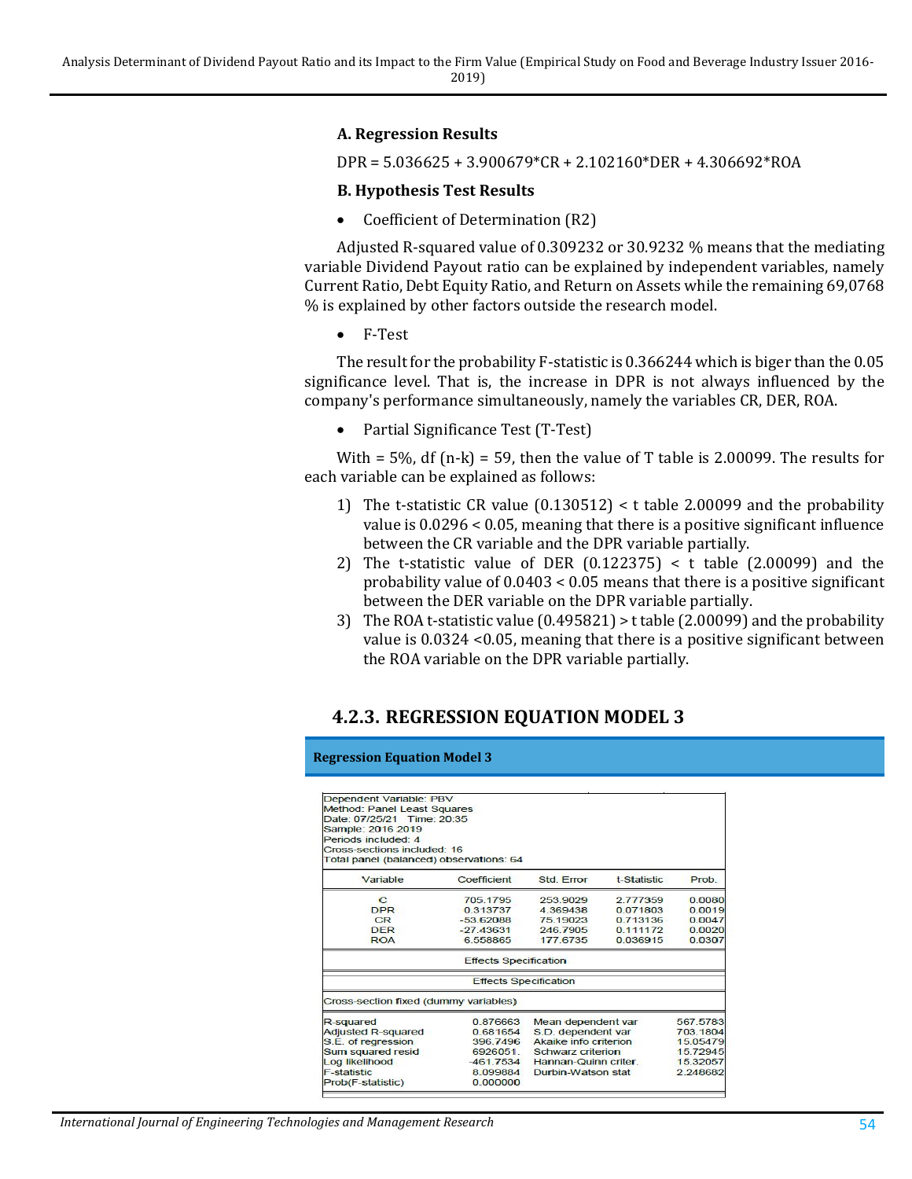**A. Regression Results**

DPR = 5.036625 + 3.900679*CR + 2.102160*DER + 4.306692*ROA

**B. Hypothesis Test Results**

- Coefficient of Determination (R2)

Adjusted R-squared value of 0.309232 or 30.9232 % means that the mediating variable Dividend Payout ratio can be explained by independent variables, namely Current Ratio, Debt Equity Ratio, and Return on Assets while the remaining 69,0768 % is explained by other factors outside the research model.

- F-Test

The result for the probability F-statistic is 0.366244 which is biger than the 0.05 significance level. That is, the increase in DPR is not always influenced by the company's performance simultaneously, namely the variables CR, DER, ROA.

- Partial Significance Test (T-Test)

With = 5%, df (n-k) = 59, then the value of T table is 2.00099. The results for each variable can be explained as follows:

1) The t-statistic CR value (0.130512) < t table 2.00099 and the probability value is 0.0296 < 0.05, meaning that there is a positive significant influence between the CR variable and the DPR variable partially.
2) The t-statistic value of DER (0.122375) < t table (2.00099) and the probability value of 0.0403 < 0.05 means that there is a positive significant between the DER variable on the DPR variable partially.
3) The ROA t-statistic value (0.495821) > t table (2.00099) and the probability value is 0.0324 <0.05, meaning that there is a positive significant between the ROA variable on the DPR variable partially.

## 4.2.3. REGRESSION EQUATION MODEL 3

**Regression Equation Model 3**

Dependent Variable: PBV
Method: Panel Least Squares
Date: 07/25/21 Time: 20:35
Sample: 2016 2019
Periods included: 4
Cross-sections included: 16
Total panel (balanced) observations: 64

| Variable | Coefficient | Std. Error | t-Statistic | Prob. |
|---|---|---|---|---|
| C | 705.1795 | 253.9029 | 2.777359 | 0.0080 |
| DPR | 0.313737 | 4.369438 | 0.071803 | 0.0019 |
| CR | -53.62088 | 75.19023 | 0.713136 | 0.0047 |
| DER | -27.43631 | 246.7905 | 0.111172 | 0.0020 |
| ROA | 6.558865 | 177.6735 | 0.036915 | 0.0307 |

Effects Specification

Effects Specification

Cross-section fixed (dummy variables)

| | | | |
|---|---|---|---|
| R-squared | 0.876663 | Mean dependent var | 567.5783 |
| Adjusted R-squared | 0.681654 | S.D. dependent var | 703.1804 |
| S.E. of regression | 396.7496 | Akaike info criterion | 15.05479 |
| Sum squared resid | 6926051. | Schwarz criterion | 15.72945 |
| Log likelihood | -461.7534 | Hannan-Quinn criter. | 15.32057 |
| F-statistic | 8.099884 | Durbin-Watson stat | 2.248682 |
| Prob(F-statistic) | 0.000000 | | |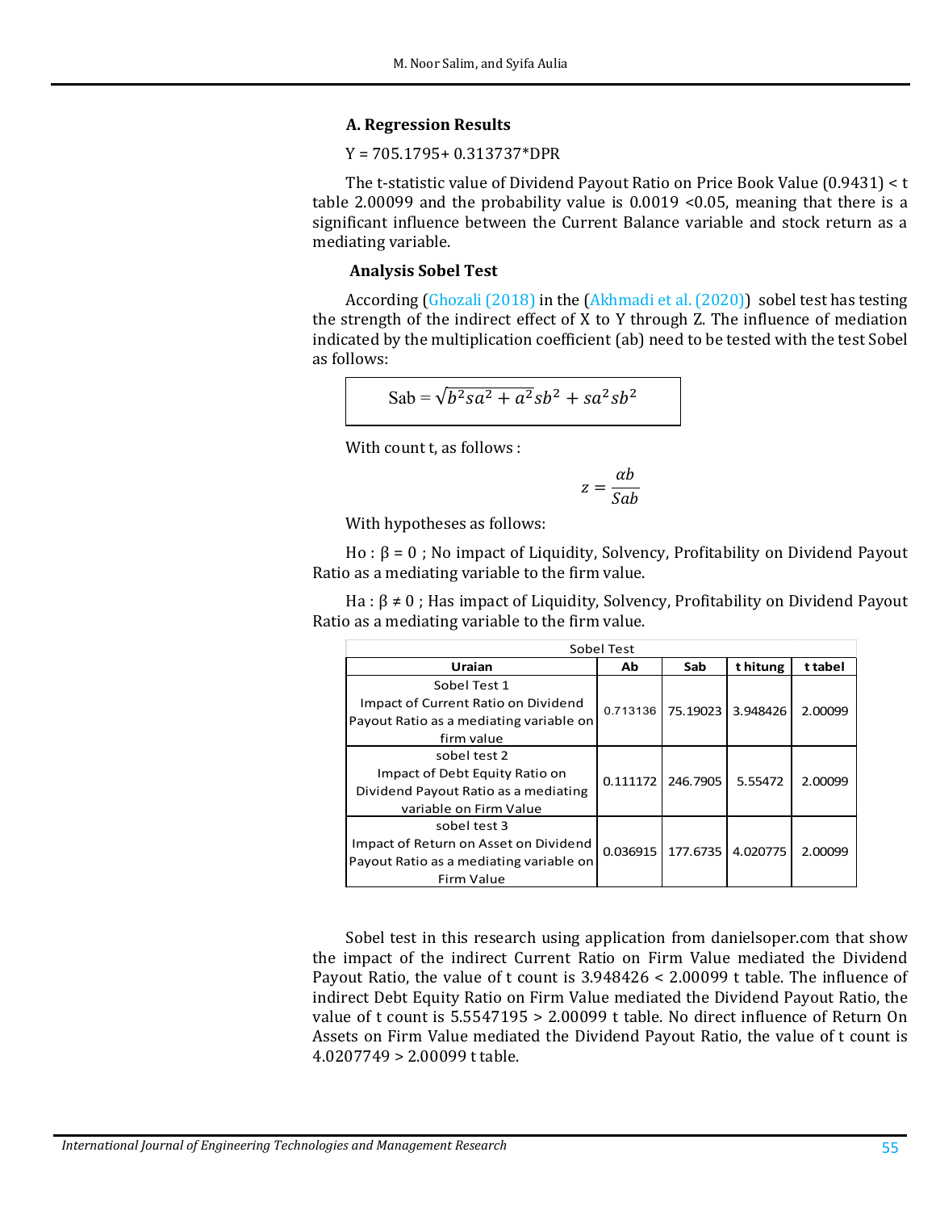### A. Regression Results

Y = 705.1795+ 0.313737*DPR

The t-statistic value of Dividend Payout Ratio on Price Book Value (0.9431) < t table 2.00099 and the probability value is 0.0019 <0.05, meaning that there is a significant influence between the Current Balance variable and stock return as a mediating variable.

### Analysis Sobel Test

According (Ghozali (2018) in the (Akhmadi et al. (2020)) sobel test has testing the strength of the indirect effect of X to Y through Z. The influence of mediation indicated by the multiplication coefficient (ab) need to be tested with the test Sobel as follows:

$$\text{Sab} = \sqrt{b^2 sa^2 + a^2 sb^2 + sa^2 sb^2}$$

With count t, as follows :

$$z = \frac{\alpha b}{Sab}$$

With hypotheses as follows:

Ho : β = 0 ; No impact of Liquidity, Solvency, Profitability on Dividend Payout Ratio as a mediating variable to the firm value.

Ha : β ≠ 0 ; Has impact of Liquidity, Solvency, Profitability on Dividend Payout Ratio as a mediating variable to the firm value.

Sobel Test

| Uraian | Ab | Sab | t hitung | t tabel |
|---|---|---|---|---|
| Sobel Test 1 Impact of Current Ratio on Dividend Payout Ratio as a mediating variable on firm value | 0.713136 | 75.19023 | 3.948426 | 2.00099 |
| sobel test 2 Impact of Debt Equity Ratio on Dividend Payout Ratio as a mediating variable on Firm Value | 0.111172 | 246.7905 | 5.55472 | 2.00099 |
| sobel test 3 Impact of Return on Asset on Dividend Payout Ratio as a mediating variable on Firm Value | 0.036915 | 177.6735 | 4.020775 | 2.00099 |

Sobel test in this research using application from danielsoper.com that show the impact of the indirect Current Ratio on Firm Value mediated the Dividend Payout Ratio, the value of t count is 3.948426 < 2.00099 t table. The influence of indirect Debt Equity Ratio on Firm Value mediated the Dividend Payout Ratio, the value of t count is 5.5547195 > 2.00099 t table. No direct influence of Return On Assets on Firm Value mediated the Dividend Payout Ratio, the value of t count is 4.0207749 > 2.00099 t table.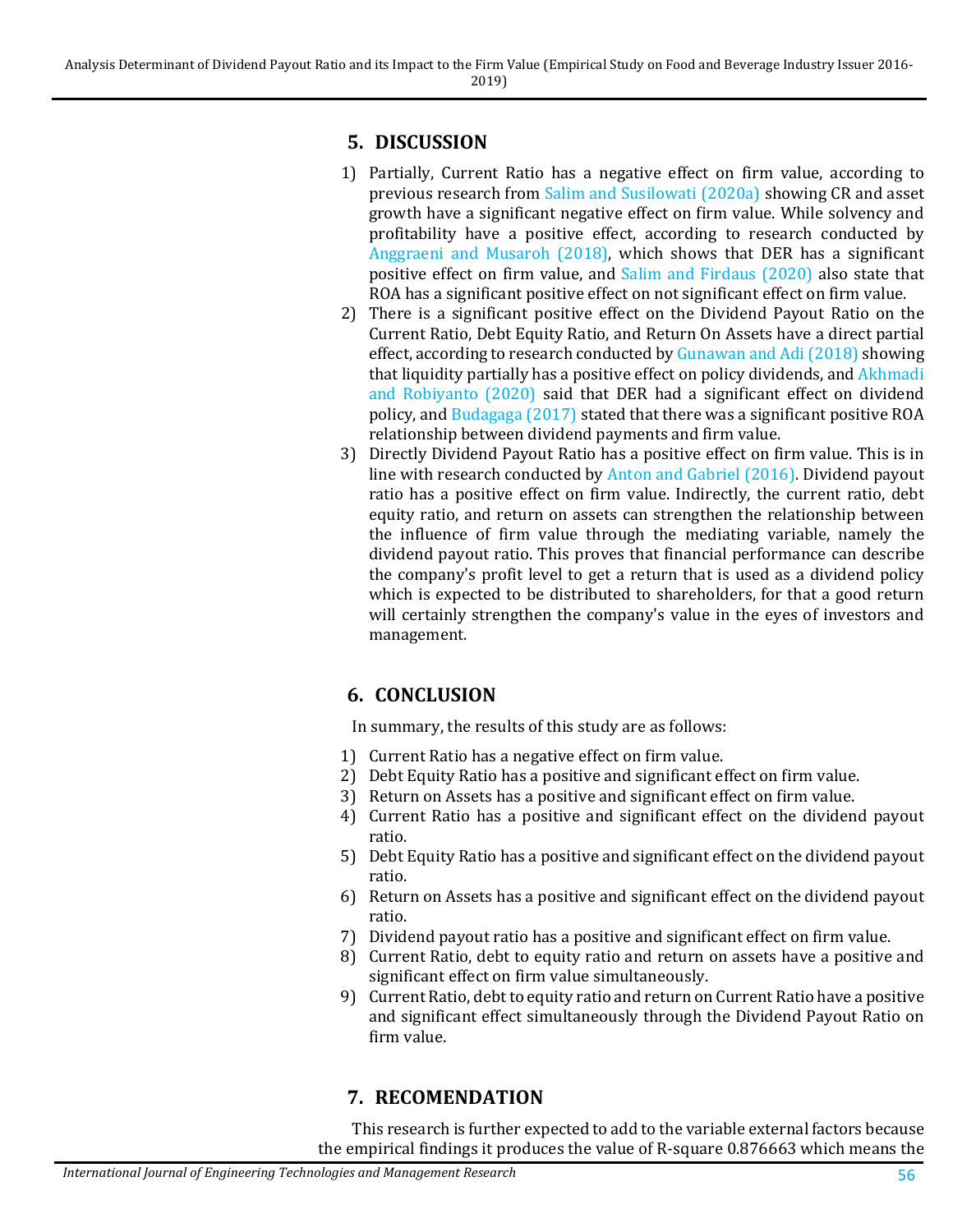## 5. DISCUSSION

1) Partially, Current Ratio has a negative effect on firm value, according to previous research from Salim and Susilowati (2020a) showing CR and asset growth have a significant negative effect on firm value. While solvency and profitability have a positive effect, according to research conducted by Anggraeni and Musaroh (2018), which shows that DER has a significant positive effect on firm value, and Salim and Firdaus (2020) also state that ROA has a significant positive effect on not significant effect on firm value.
2) There is a significant positive effect on the Dividend Payout Ratio on the Current Ratio, Debt Equity Ratio, and Return On Assets have a direct partial effect, according to research conducted by Gunawan and Adi (2018) showing that liquidity partially has a positive effect on policy dividends, and Akhmadi and Robiyanto (2020) said that DER had a significant effect on dividend policy, and Budagaga (2017) stated that there was a significant positive ROA relationship between dividend payments and firm value.
3) Directly Dividend Payout Ratio has a positive effect on firm value. This is in line with research conducted by Anton and Gabriel (2016). Dividend payout ratio has a positive effect on firm value. Indirectly, the current ratio, debt equity ratio, and return on assets can strengthen the relationship between the influence of firm value through the mediating variable, namely the dividend payout ratio. This proves that financial performance can describe the company's profit level to get a return that is used as a dividend policy which is expected to be distributed to shareholders, for that a good return will certainly strengthen the company's value in the eyes of investors and management.

## 6. CONCLUSION

In summary, the results of this study are as follows:

1) Current Ratio has a negative effect on firm value.
2) Debt Equity Ratio has a positive and significant effect on firm value.
3) Return on Assets has a positive and significant effect on firm value.
4) Current Ratio has a positive and significant effect on the dividend payout ratio.
5) Debt Equity Ratio has a positive and significant effect on the dividend payout ratio.
6) Return on Assets has a positive and significant effect on the dividend payout ratio.
7) Dividend payout ratio has a positive and significant effect on firm value.
8) Current Ratio, debt to equity ratio and return on assets have a positive and significant effect on firm value simultaneously.
9) Current Ratio, debt to equity ratio and return on Current Ratio have a positive and significant effect simultaneously through the Dividend Payout Ratio on firm value.

## 7. RECOMENDATION

This research is further expected to add to the variable external factors because the empirical findings it produces the value of R-square 0.876663 which means the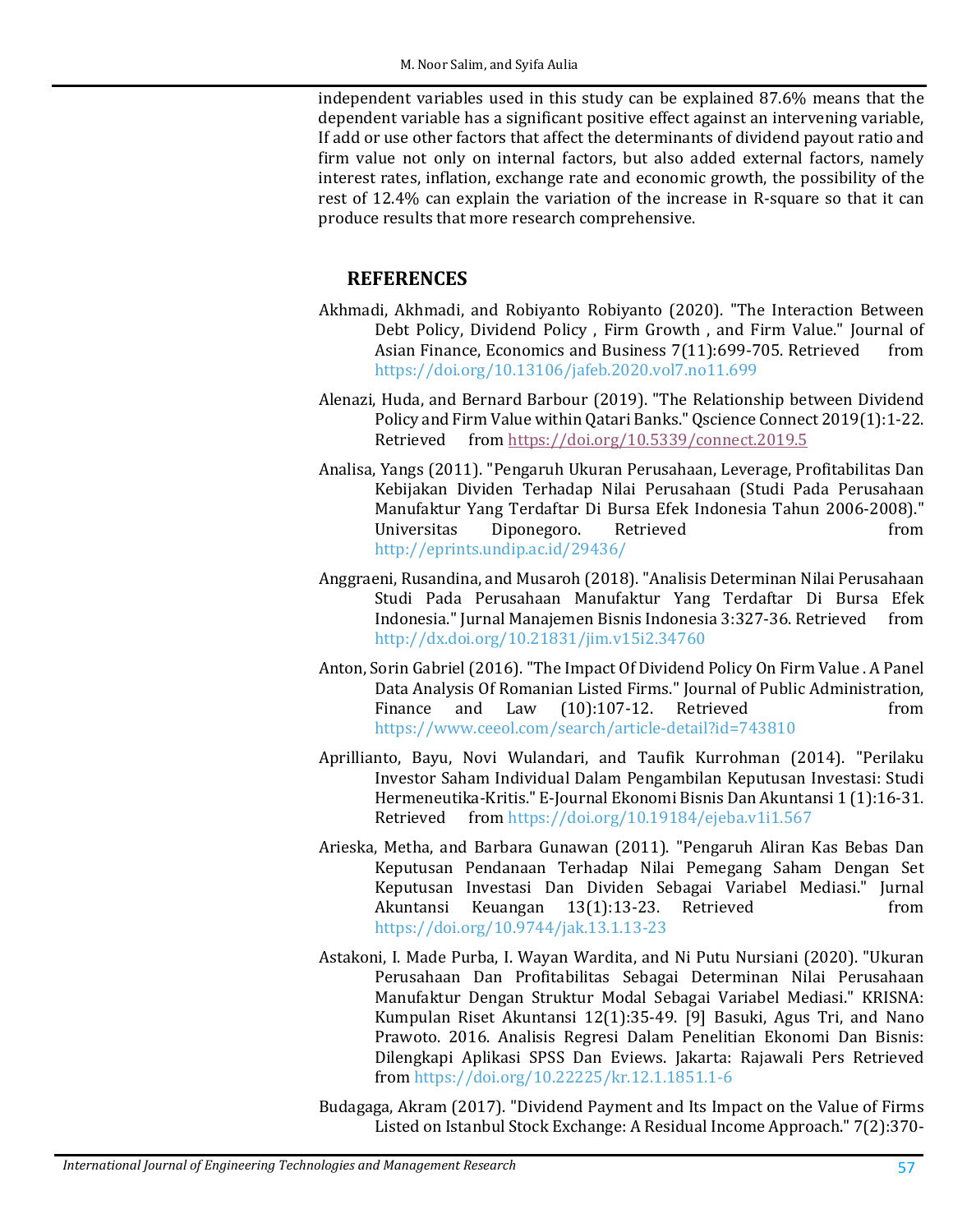independent variables used in this study can be explained 87.6% means that the dependent variable has a significant positive effect against an intervening variable, If add or use other factors that affect the determinants of dividend payout ratio and firm value not only on internal factors, but also added external factors, namely interest rates, inflation, exchange rate and economic growth, the possibility of the rest of 12.4% can explain the variation of the increase in R-square so that it can produce results that more research comprehensive.

## REFERENCES

Akhmadi, Akhmadi, and Robiyanto Robiyanto (2020). "The Interaction Between Debt Policy, Dividend Policy , Firm Growth , and Firm Value." Journal of Asian Finance, Economics and Business 7(11):699-705. Retrieved from https://doi.org/10.13106/jafeb.2020.vol7.no11.699

Alenazi, Huda, and Bernard Barbour (2019). "The Relationship between Dividend Policy and Firm Value within Qatari Banks." Qscience Connect 2019(1):1-22. Retrieved from https://doi.org/10.5339/connect.2019.5

Analisa, Yangs (2011). "Pengaruh Ukuran Perusahaan, Leverage, Profitabilitas Dan Kebijakan Dividen Terhadap Nilai Perusahaan (Studi Pada Perusahaan Manufaktur Yang Terdaftar Di Bursa Efek Indonesia Tahun 2006-2008)." Universitas Diponegoro. Retrieved from http://eprints.undip.ac.id/29436/

Anggraeni, Rusandina, and Musaroh (2018). "Analisis Determinan Nilai Perusahaan Studi Pada Perusahaan Manufaktur Yang Terdaftar Di Bursa Efek Indonesia." Jurnal Manajemen Bisnis Indonesia 3:327-36. Retrieved from http://dx.doi.org/10.21831/jim.v15i2.34760

Anton, Sorin Gabriel (2016). "The Impact Of Dividend Policy On Firm Value . A Panel Data Analysis Of Romanian Listed Firms." Journal of Public Administration, Finance and Law (10):107-12. Retrieved from https://www.ceeol.com/search/article-detail?id=743810

Aprillianto, Bayu, Novi Wulandari, and Taufik Kurrohman (2014). "Perilaku Investor Saham Individual Dalam Pengambilan Keputusan Investasi: Studi Hermeneutika-Kritis." E-Journal Ekonomi Bisnis Dan Akuntansi 1 (1):16-31. Retrieved from https://doi.org/10.19184/ejeba.v1i1.567

Arieska, Metha, and Barbara Gunawan (2011). "Pengaruh Aliran Kas Bebas Dan Keputusan Pendanaan Terhadap Nilai Pemegang Saham Dengan Set Keputusan Investasi Dan Dividen Sebagai Variabel Mediasi." Jurnal Akuntansi Keuangan 13(1):13-23. Retrieved from https://doi.org/10.9744/jak.13.1.13-23

Astakoni, I. Made Purba, I. Wayan Wardita, and Ni Putu Nursiani (2020). "Ukuran Perusahaan Dan Profitabilitas Sebagai Determinan Nilai Perusahaan Manufaktur Dengan Struktur Modal Sebagai Variabel Mediasi." KRISNA: Kumpulan Riset Akuntansi 12(1):35-49. [9] Basuki, Agus Tri, and Nano Prawoto. 2016. Analisis Regresi Dalam Penelitian Ekonomi Dan Bisnis: Dilengkapi Aplikasi SPSS Dan Eviews. Jakarta: Rajawali Pers Retrieved from https://doi.org/10.22225/kr.12.1.1851.1-6

Budagaga, Akram (2017). "Dividend Payment and Its Impact on the Value of Firms Listed on Istanbul Stock Exchange: A Residual Income Approach." 7(2):370-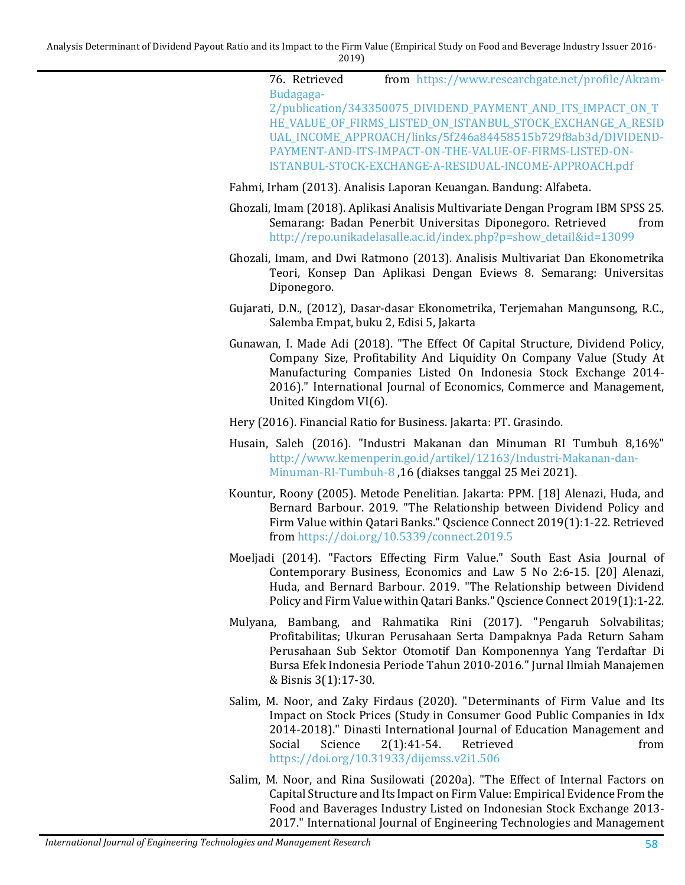76. Retrieved from https://www.researchgate.net/profile/Akram-Budagaga-2/publication/343350075_DIVIDEND_PAYMENT_AND_ITS_IMPACT_ON_THE_VALUE_OF_FIRMS_LISTED_ON_ISTANBUL_STOCK_EXCHANGE_A_RESIDUAL_INCOME_APPROACH/links/5f246a84458515b729f8ab3d/DIVIDEND-PAYMENT-AND-ITS-IMPACT-ON-THE-VALUE-OF-FIRMS-LISTED-ON-ISTANBUL-STOCK-EXCHANGE-A-RESIDUAL-INCOME-APPROACH.pdf

Fahmi, Irham (2013). Analisis Laporan Keuangan. Bandung: Alfabeta.

Ghozali, Imam (2018). Aplikasi Analisis Multivariate Dengan Program IBM SPSS 25. Semarang: Badan Penerbit Universitas Diponegoro. Retrieved from http://repo.unikadelasalle.ac.id/index.php?p=show_detail&id=13099

Ghozali, Imam, and Dwi Ratmono (2013). Analisis Multivariat Dan Ekonometrika Teori, Konsep Dan Aplikasi Dengan Eviews 8. Semarang: Universitas Diponegoro.

Gujarati, D.N., (2012), Dasar-dasar Ekonometrika, Terjemahan Mangunsong, R.C., Salemba Empat, buku 2, Edisi 5, Jakarta

Gunawan, I. Made Adi (2018). "The Effect Of Capital Structure, Dividend Policy, Company Size, Profitability And Liquidity On Company Value (Study At Manufacturing Companies Listed On Indonesia Stock Exchange 2014-2016)." International Journal of Economics, Commerce and Management, United Kingdom VI(6).

Hery (2016). Financial Ratio for Business. Jakarta: PT. Grasindo.

Husain, Saleh (2016). "Industri Makanan dan Minuman RI Tumbuh 8,16%" http://www.kemenperin.go.id/artikel/12163/Industri-Makanan-dan-Minuman-RI-Tumbuh-8 ,16 (diakses tanggal 25 Mei 2021).

Kountur, Roony (2005). Metode Penelitian. Jakarta: PPM. [18] Alenazi, Huda, and Bernard Barbour. 2019. "The Relationship between Dividend Policy and Firm Value within Qatari Banks." Qscience Connect 2019(1):1-22. Retrieved from https://doi.org/10.5339/connect.2019.5

Moeljadi (2014). "Factors Effecting Firm Value." South East Asia Journal of Contemporary Business, Economics and Law 5 No 2:6-15. [20] Alenazi, Huda, and Bernard Barbour. 2019. "The Relationship between Dividend Policy and Firm Value within Qatari Banks." Qscience Connect 2019(1):1-22.

Mulyana, Bambang, and Rahmatika Rini (2017). "Pengaruh Solvabilitas; Profitabilitas; Ukuran Perusahaan Serta Dampaknya Pada Return Saham Perusahaan Sub Sektor Otomotif Dan Komponennya Yang Terdaftar Di Bursa Efek Indonesia Periode Tahun 2010-2016." Jurnal Ilmiah Manajemen & Bisnis 3(1):17-30.

Salim, M. Noor, and Zaky Firdaus (2020). "Determinants of Firm Value and Its Impact on Stock Prices (Study in Consumer Good Public Companies in Idx 2014-2018)." Dinasti International Journal of Education Management and Social Science 2(1):41-54. Retrieved from https://doi.org/10.31933/dijemss.v2i1.506

Salim, M. Noor, and Rina Susilowati (2020a). "The Effect of Internal Factors on Capital Structure and Its Impact on Firm Value: Empirical Evidence From the Food and Baverages Industry Listed on Indonesian Stock Exchange 2013-2017." International Journal of Engineering Technologies and Management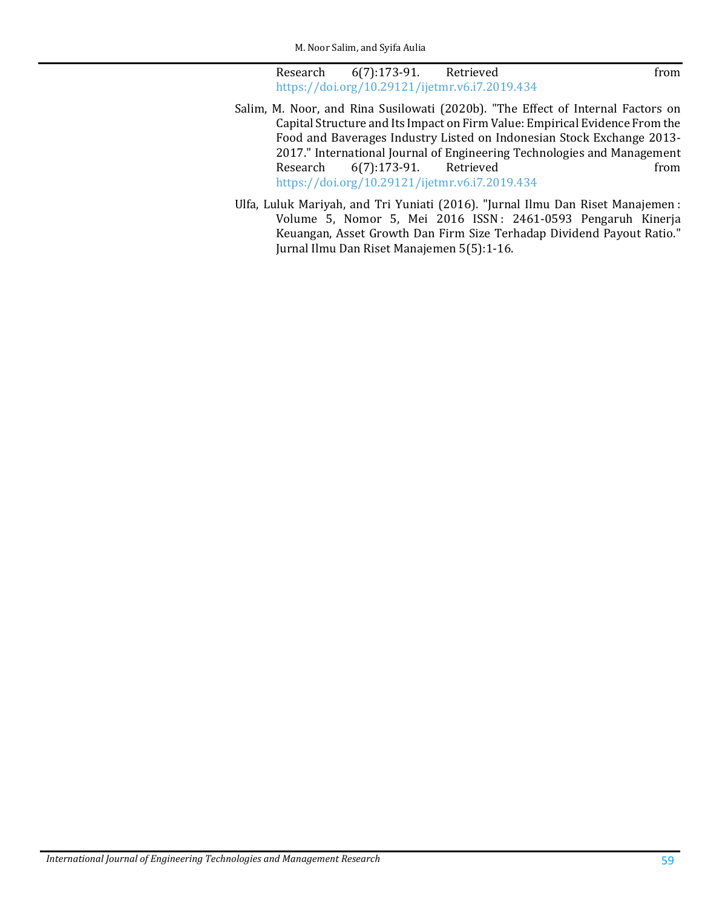Research 6(7):173-91. Retrieved from https://doi.org/10.29121/ijetmr.v6.i7.2019.434

Salim, M. Noor, and Rina Susilowati (2020b). "The Effect of Internal Factors on Capital Structure and Its Impact on Firm Value: Empirical Evidence From the Food and Baverages Industry Listed on Indonesian Stock Exchange 2013-2017." International Journal of Engineering Technologies and Management Research 6(7):173-91. Retrieved from https://doi.org/10.29121/ijetmr.v6.i7.2019.434

Ulfa, Luluk Mariyah, and Tri Yuniati (2016). "Jurnal Ilmu Dan Riset Manajemen : Volume 5, Nomor 5, Mei 2016 ISSN : 2461-0593 Pengaruh Kinerja Keuangan, Asset Growth Dan Firm Size Terhadap Dividend Payout Ratio." Jurnal Ilmu Dan Riset Manajemen 5(5):1-16.